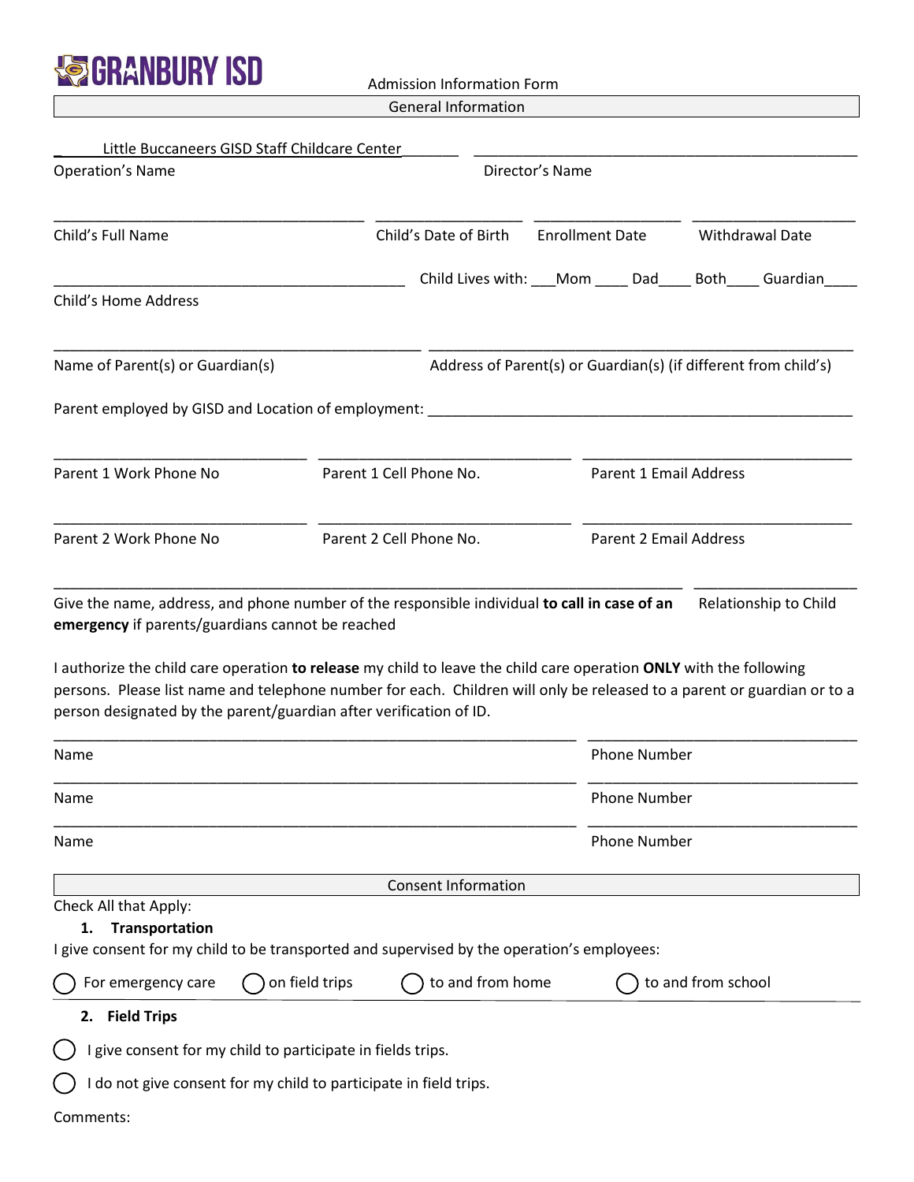GRANBURY ISD

Admission Information Form

General Information

Little Buccaneers GISD Staff Childcare Center

Operation's Name ____________________ Director's Name ____________________

Child's Full Name ____________________ Child's Date of Birth __________ Enrollment Date __________ Withdrawal Date __________

Child's Home Address ____________________ Child Lives with: ___Mom ____ Dad____ Both____ Guardian____

Name of Parent(s) or Guardian(s) ____________________ Address of Parent(s) or Guardian(s) (if different from child's) ____________________

Parent employed by GISD and Location of employment: ____________________

Parent 1 Work Phone No __________ Parent 1 Cell Phone No. __________ Parent 1 Email Address __________

Parent 2 Work Phone No __________ Parent 2 Cell Phone No. __________ Parent 2 Email Address __________

Give the name, address, and phone number of the responsible individual **to call in case of an emergency** if parents/guardians cannot be reached ____________________ Relationship to Child __________

I authorize the child care operation **to release** my child to leave the child care operation **ONLY** with the following persons. Please list name and telephone number for each. Children will only be released to a parent or guardian or to a person designated by the parent/guardian after verification of ID.

Name ____________________ Phone Number __________

Name ____________________ Phone Number __________

Name ____________________ Phone Number __________

Consent Information

Check All that Apply:

1. **Transportation**

I give consent for my child to be transported and supervised by the operation's employees:

◯ For emergency care ◯ on field trips ◯ to and from home ◯ to and from school

2. **Field Trips**

◯ I give consent for my child to participate in fields trips.

◯ I do not give consent for my child to participate in field trips.

Comments: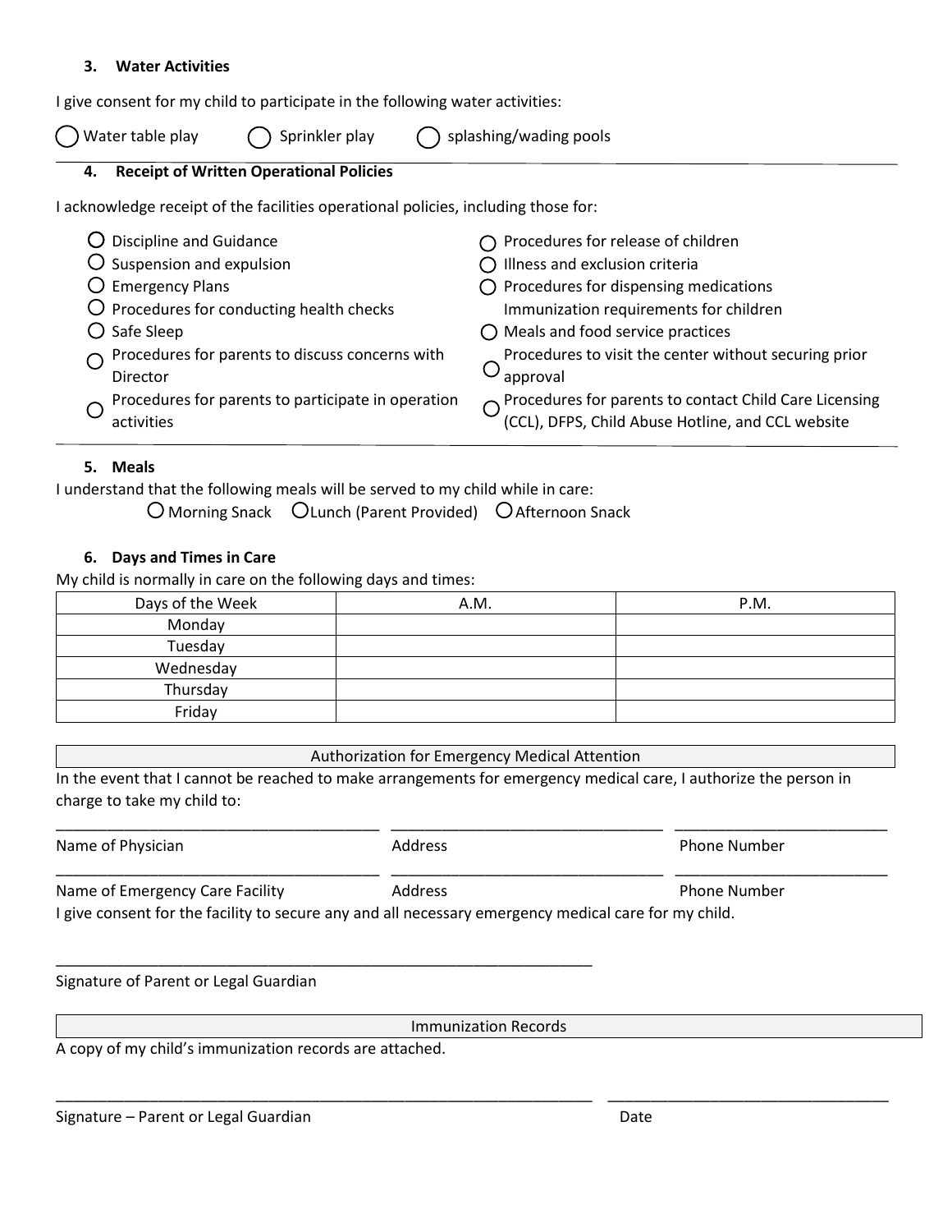### 3. Water Activities

I give consent for my child to participate in the following water activities:

○ Water table play ○ Sprinkler play ○ splashing/wading pools

### 4. Receipt of Written Operational Policies

I acknowledge receipt of the facilities operational policies, including those for:

- ○ Discipline and Guidance
- ○ Suspension and expulsion
- ○ Emergency Plans
- ○ Procedures for conducting health checks
- ○ Safe Sleep
- ○ Procedures for parents to discuss concerns with Director
- ○ Procedures for parents to participate in operation activities
- ○ Procedures for release of children
- ○ Illness and exclusion criteria
- ○ Procedures for dispensing medications
- Immunization requirements for children
- ○ Meals and food service practices
- ○ Procedures to visit the center without securing prior approval
- ○ Procedures for parents to contact Child Care Licensing (CCL), DFPS, Child Abuse Hotline, and CCL website

### 5. Meals

I understand that the following meals will be served to my child while in care:

○ Morning Snack ○ Lunch (Parent Provided) ○ Afternoon Snack

### 6. Days and Times in Care

My child is normally in care on the following days and times:

| Days of the Week | A.M. | P.M. |
|---|---|---|
| Monday | | |
| Tuesday | | |
| Wednesday | | |
| Thursday | | |
| Friday | | |

**Authorization for Emergency Medical Attention**

In the event that I cannot be reached to make arrangements for emergency medical care, I authorize the person in charge to take my child to:

______________________ ______________________ ______________________

Name of Physician Address Phone Number

______________________ ______________________ ______________________

Name of Emergency Care Facility Address Phone Number

I give consent for the facility to secure any and all necessary emergency medical care for my child.

______________________________________

Signature of Parent or Legal Guardian

**Immunization Records**

A copy of my child's immunization records are attached.

______________________________________ ______________________

Signature – Parent or Legal Guardian Date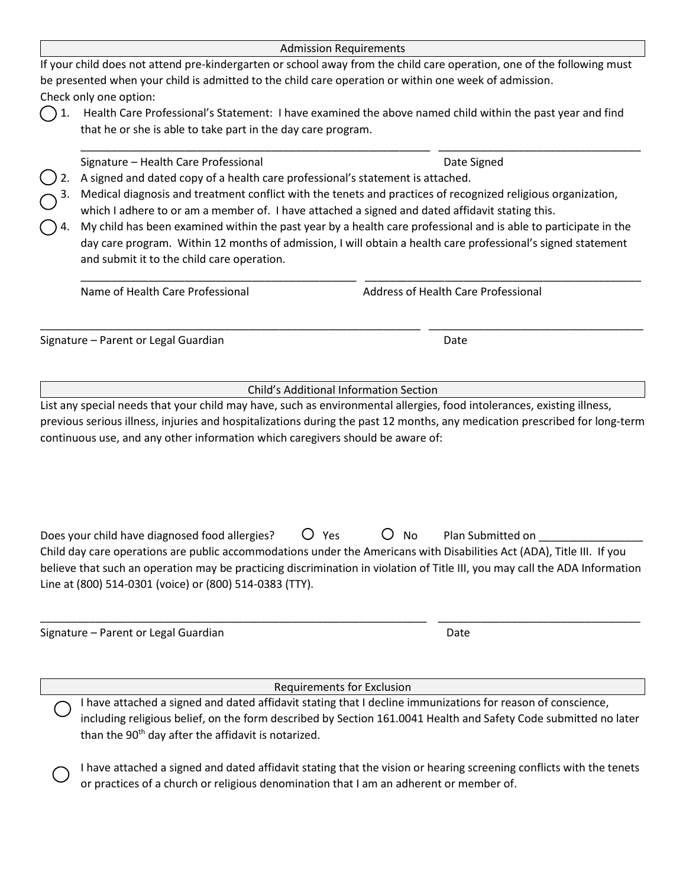## Admission Requirements

If your child does not attend pre-kindergarten or school away from the child care operation, one of the following must be presented when your child is admitted to the child care operation or within one week of admission.

Check only one option:

◯ 1. Health Care Professional's Statement: I have examined the above named child within the past year and find that he or she is able to take part in the day care program.

_____________________________________________________ ________________________________

Signature – Health Care Professional Date Signed

◯ 2. A signed and dated copy of a health care professional's statement is attached.

◯ 3. Medical diagnosis and treatment conflict with the tenets and practices of recognized religious organization, which I adhere to or am a member of. I have attached a signed and dated affidavit stating this.

◯ 4. My child has been examined within the past year by a health care professional and is able to participate in the day care program. Within 12 months of admission, I will obtain a health care professional's signed statement and submit it to the child care operation.

___________________________________________ ___________________________________________

Name of Health Care Professional Address of Health Care Professional

__________________________________________________________ _________________________________

Signature – Parent or Legal Guardian Date

## Child's Additional Information Section

List any special needs that your child may have, such as environmental allergies, food intolerances, existing illness, previous serious illness, injuries and hospitalizations during the past 12 months, any medication prescribed for long-term continuous use, and any other information which caregivers should be aware of:

Does your child have diagnosed food allergies? ◯ Yes ◯ No Plan Submitted on ________________

Child day care operations are public accommodations under the Americans with Disabilities Act (ADA), Title III. If you believe that such an operation may be practicing discrimination in violation of Title III, you may call the ADA Information Line at (800) 514-0301 (voice) or (800) 514-0383 (TTY).

__________________________________________________________ _________________________________

Signature – Parent or Legal Guardian Date

## Requirements for Exclusion

◯ I have attached a signed and dated affidavit stating that I decline immunizations for reason of conscience, including religious belief, on the form described by Section 161.0041 Health and Safety Code submitted no later than the 90th day after the affidavit is notarized.

◯ I have attached a signed and dated affidavit stating that the vision or hearing screening conflicts with the tenets or practices of a church or religious denomination that I am an adherent or member of.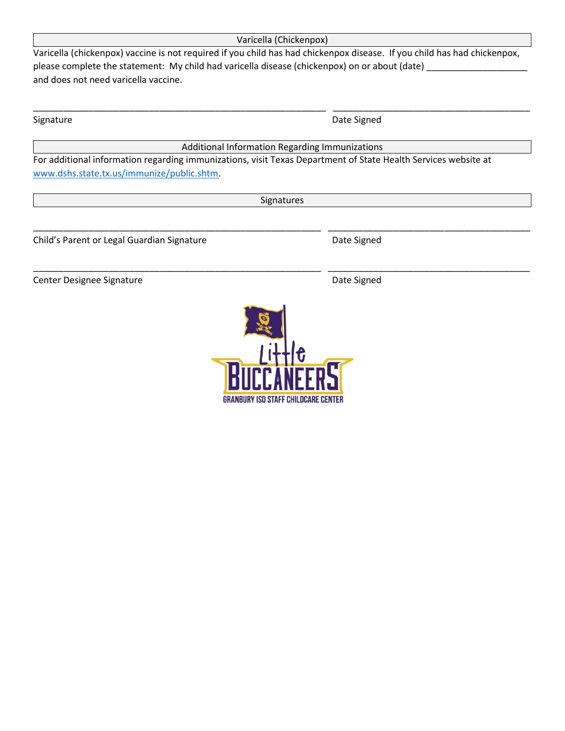## Varicella (Chickenpox)

Varicella (chickenpox) vaccine is not required if you child has had chickenpox disease. If you child has had chickenpox, please complete the statement: My child had varicella disease (chickenpox) on or about (date) ____________________ and does not need varicella vaccine.

______________________________________________________________ __________________________________________

Signature                                                                                                   Date Signed

## Additional Information Regarding Immunizations

For additional information regarding immunizations, visit Texas Department of State Health Services website at www.dshs.state.tx.us/immunize/public.shtm.

## Signatures

______________________________________________________________ __________________________________________

Child's Parent or Legal Guardian Signature                                                   Date Signed

______________________________________________________________ __________________________________________

Center Designee Signature                                                                        Date Signed

Little BUCCANEERS

GRANBURY ISD STAFF CHILDCARE CENTER